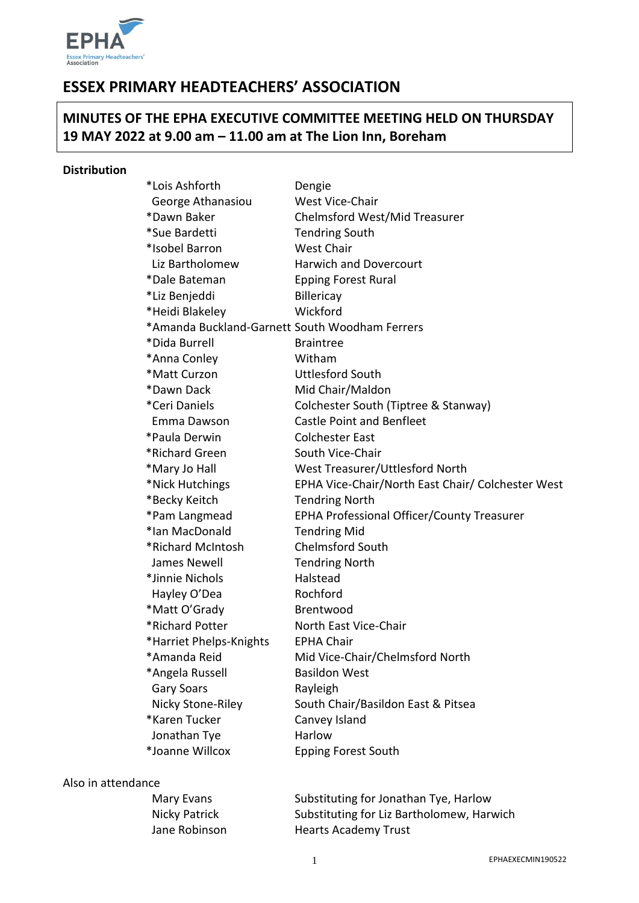# ESSEX PRIMARY HEADTEACHERS' ASSOCIATION

## MINUTES OF THE EPHA EXECUTIVE COMMITTEE MEETING HELD ON THURSDAY 19 MAY 2022 at 9.00 am – 11.00 am at The Lion Inn, Boreham

**Distribution**

| Name | Role/Area |
| --- | --- |
| *Lois Ashforth | Dengie |
| George Athanasiou | West Vice-Chair |
| *Dawn Baker | Chelmsford West/Mid Treasurer |
| *Sue Bardetti | Tendring South |
| *Isobel Barron | West Chair |
| Liz Bartholomew | Harwich and Dovercourt |
| *Dale Bateman | Epping Forest Rural |
| *Liz Benjeddi | Billericay |
| *Heidi Blakeley | Wickford |
| *Amanda Buckland-Garnett | South Woodham Ferrers |
| *Dida Burrell | Braintree |
| *Anna Conley | Witham |
| *Matt Curzon | Uttlesford South |
| *Dawn Dack | Mid Chair/Maldon |
| *Ceri Daniels | Colchester South (Tiptree & Stanway) |
| Emma Dawson | Castle Point and Benfleet |
| *Paula Derwin | Colchester East |
| *Richard Green | South Vice-Chair |
| *Mary Jo Hall | West Treasurer/Uttlesford North |
| *Nick Hutchings | EPHA Vice-Chair/North East Chair/ Colchester West |
| *Becky Keitch | Tendring North |
| *Pam Langmead | EPHA Professional Officer/County Treasurer |
| *Ian MacDonald | Tendring Mid |
| *Richard McIntosh | Chelmsford South |
| James Newell | Tendring North |
| *Jinnie Nichols | Halstead |
| Hayley O'Dea | Rochford |
| *Matt O'Grady | Brentwood |
| *Richard Potter | North East Vice-Chair |
| *Harriet Phelps-Knights | EPHA Chair |
| *Amanda Reid | Mid Vice-Chair/Chelmsford North |
| *Angela Russell | Basildon West |
| Gary Soars | Rayleigh |
| Nicky Stone-Riley | South Chair/Basildon East & Pitsea |
| *Karen Tucker | Canvey Island |
| Jonathan Tye | Harlow |
| *Joanne Willcox | Epping Forest South |

Also in attendance

| Name | Role |
| --- | --- |
| Mary Evans | Substituting for Jonathan Tye, Harlow |
| Nicky Patrick | Substituting for Liz Bartholomew, Harwich |
| Jane Robinson | Hearts Academy Trust |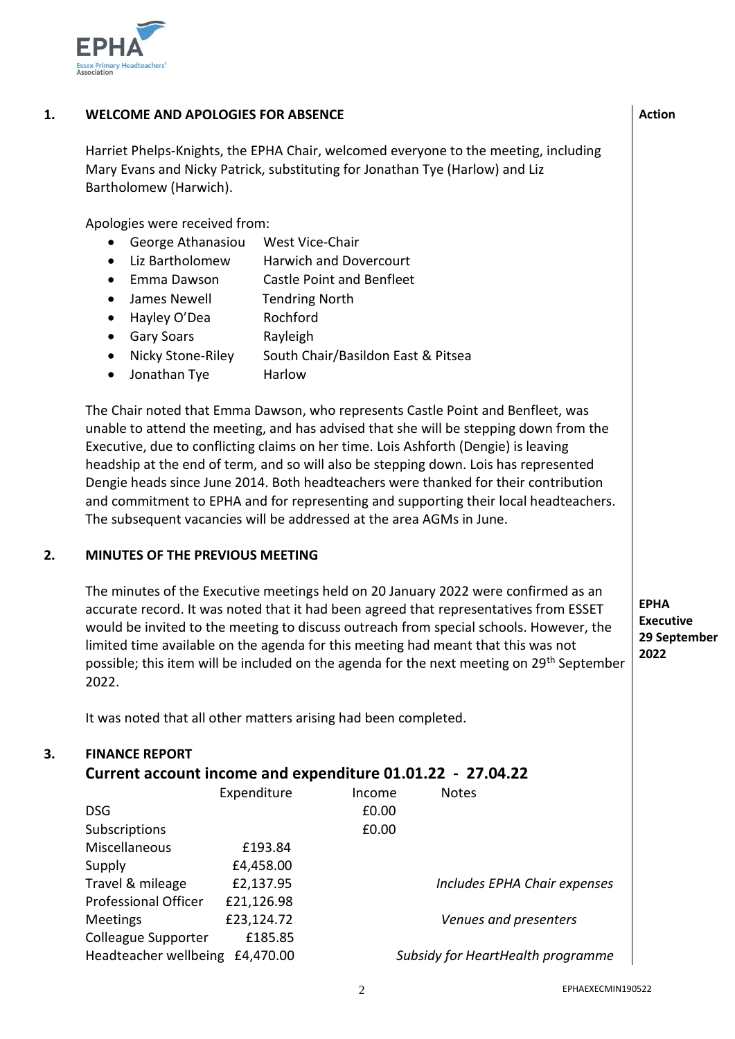## 1. WELCOME AND APOLOGIES FOR ABSENCE

**Action**

Harriet Phelps-Knights, the EPHA Chair, welcomed everyone to the meeting, including Mary Evans and Nicky Patrick, substituting for Jonathan Tye (Harlow) and Liz Bartholomew (Harwich).

Apologies were received from:

- George Athanasiou — West Vice-Chair
- Liz Bartholomew — Harwich and Dovercourt
- Emma Dawson — Castle Point and Benfleet
- James Newell — Tendring North
- Hayley O'Dea — Rochford
- Gary Soars — Rayleigh
- Nicky Stone-Riley — South Chair/Basildon East & Pitsea
- Jonathan Tye — Harlow

The Chair noted that Emma Dawson, who represents Castle Point and Benfleet, was unable to attend the meeting, and has advised that she will be stepping down from the Executive, due to conflicting claims on her time. Lois Ashforth (Dengie) is leaving headship at the end of term, and so will also be stepping down. Lois has represented Dengie heads since June 2014. Both headteachers were thanked for their contribution and commitment to EPHA and for representing and supporting their local headteachers. The subsequent vacancies will be addressed at the area AGMs in June.

## 2. MINUTES OF THE PREVIOUS MEETING

The minutes of the Executive meetings held on 20 January 2022 were confirmed as an accurate record. It was noted that it had been agreed that representatives from ESSET would be invited to the meeting to discuss outreach from special schools. However, the limited time available on the agenda for this meeting had meant that this was not possible; this item will be included on the agenda for the next meeting on 29th September 2022.

**EPHA Executive 29 September 2022**

It was noted that all other matters arising had been completed.

## 3. FINANCE REPORT

### Current account income and expenditure 01.01.22 - 27.04.22

| | Expenditure | Income | Notes |
|---|---|---|---|
| DSG | | £0.00 | |
| Subscriptions | | £0.00 | |
| Miscellaneous | £193.84 | | |
| Supply | £4,458.00 | | |
| Travel & mileage | £2,137.95 | | *Includes EPHA Chair expenses* |
| Professional Officer | £21,126.98 | | |
| Meetings | £23,124.72 | | *Venues and presenters* |
| Colleague Supporter | £185.85 | | |
| Headteacher wellbeing | £4,470.00 | | *Subsidy for HeartHealth programme* |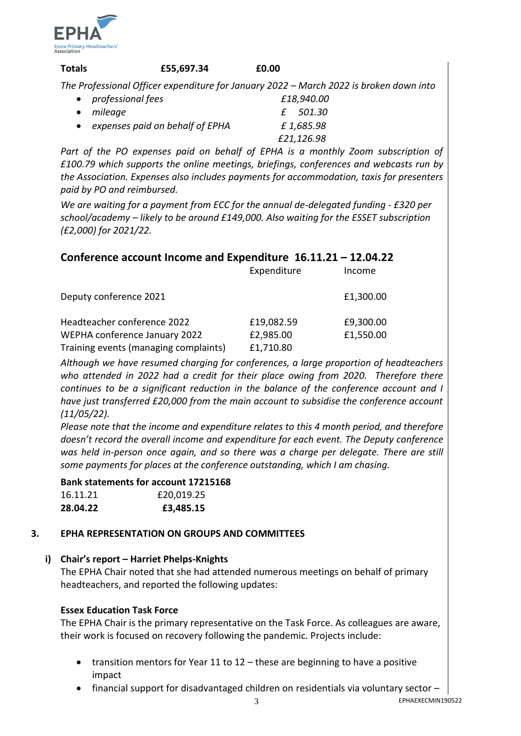| **Totals** | **£55,697.34** | **£0.00** |
|---|---|---|

*The Professional Officer expenditure for January 2022 – March 2022 is broken down into*

| | |
|---|---|
| • *professional fees* | *£18,940.00* |
| • *mileage* | *£ 501.30* |
| • *expenses paid on behalf of EPHA* | *£ 1,685.98* |
| | *£21,126.98* |

*Part of the PO expenses paid on behalf of EPHA is a monthly Zoom subscription of £100.79 which supports the online meetings, briefings, conferences and webcasts run by the Association. Expenses also includes payments for accommodation, taxis for presenters paid by PO and reimbursed.*

*We are waiting for a payment from ECC for the annual de-delegated funding - £320 per school/academy – likely to be around £149,000. Also waiting for the ESSET subscription (£2,000) for 2021/22.*

## Conference account Income and Expenditure 16.11.21 – 12.04.22

| | Expenditure | Income |
|---|---|---|
| Deputy conference 2021 | | £1,300.00 |
| Headteacher conference 2022 | £19,082.59 | £9,300.00 |
| WEPHA conference January 2022 | £2,985.00 | £1,550.00 |
| Training events (managing complaints) | £1,710.80 | |

*Although we have resumed charging for conferences, a large proportion of headteachers who attended in 2022 had a credit for their place owing from 2020. Therefore there continues to be a significant reduction in the balance of the conference account and I have just transferred £20,000 from the main account to subsidise the conference account (11/05/22).*

*Please note that the income and expenditure relates to this 4 month period, and therefore doesn't record the overall income and expenditure for each event. The Deputy conference was held in-person once again, and so there was a charge per delegate. There are still some payments for places at the conference outstanding, which I am chasing.*

**Bank statements for account 17215168**

| | |
|---|---|
| 16.11.21 | £20,019.25 |
| **28.04.22** | **£3,485.15** |

### 3. EPHA REPRESENTATION ON GROUPS AND COMMITTEES

#### i) Chair's report – Harriet Phelps-Knights

The EPHA Chair noted that she had attended numerous meetings on behalf of primary headteachers, and reported the following updates:

**Essex Education Task Force**

The EPHA Chair is the primary representative on the Task Force. As colleagues are aware, their work is focused on recovery following the pandemic. Projects include:

- transition mentors for Year 11 to 12 – these are beginning to have a positive impact
- financial support for disadvantaged children on residentials via voluntary sector –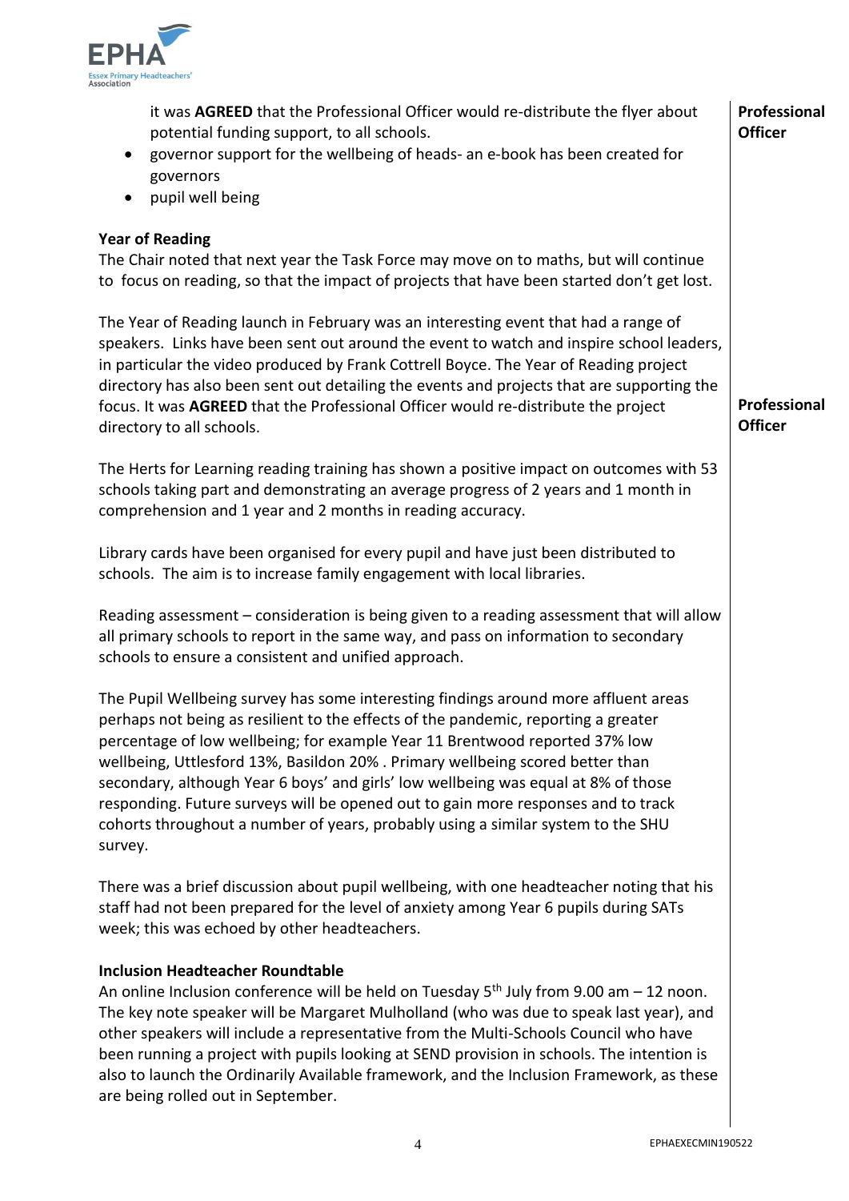it was **AGREED** that the Professional Officer would re-distribute the flyer about potential funding support, to all schools. **Professional Officer**

- governor support for the wellbeing of heads- an e-book has been created for governors
- pupil well being

**Year of Reading**

The Chair noted that next year the Task Force may move on to maths, but will continue to focus on reading, so that the impact of projects that have been started don't get lost.

The Year of Reading launch in February was an interesting event that had a range of speakers. Links have been sent out around the event to watch and inspire school leaders, in particular the video produced by Frank Cottrell Boyce. The Year of Reading project directory has also been sent out detailing the events and projects that are supporting the focus. It was **AGREED** that the Professional Officer would re-distribute the project directory to all schools. **Professional Officer**

The Herts for Learning reading training has shown a positive impact on outcomes with 53 schools taking part and demonstrating an average progress of 2 years and 1 month in comprehension and 1 year and 2 months in reading accuracy.

Library cards have been organised for every pupil and have just been distributed to schools. The aim is to increase family engagement with local libraries.

Reading assessment – consideration is being given to a reading assessment that will allow all primary schools to report in the same way, and pass on information to secondary schools to ensure a consistent and unified approach.

The Pupil Wellbeing survey has some interesting findings around more affluent areas perhaps not being as resilient to the effects of the pandemic, reporting a greater percentage of low wellbeing; for example Year 11 Brentwood reported 37% low wellbeing, Uttlesford 13%, Basildon 20% . Primary wellbeing scored better than secondary, although Year 6 boys' and girls' low wellbeing was equal at 8% of those responding. Future surveys will be opened out to gain more responses and to track cohorts throughout a number of years, probably using a similar system to the SHU survey.

There was a brief discussion about pupil wellbeing, with one headteacher noting that his staff had not been prepared for the level of anxiety among Year 6 pupils during SATs week; this was echoed by other headteachers.

**Inclusion Headteacher Roundtable**

An online Inclusion conference will be held on Tuesday 5th July from 9.00 am – 12 noon. The key note speaker will be Margaret Mulholland (who was due to speak last year), and other speakers will include a representative from the Multi-Schools Council who have been running a project with pupils looking at SEND provision in schools. The intention is also to launch the Ordinarily Available framework, and the Inclusion Framework, as these are being rolled out in September.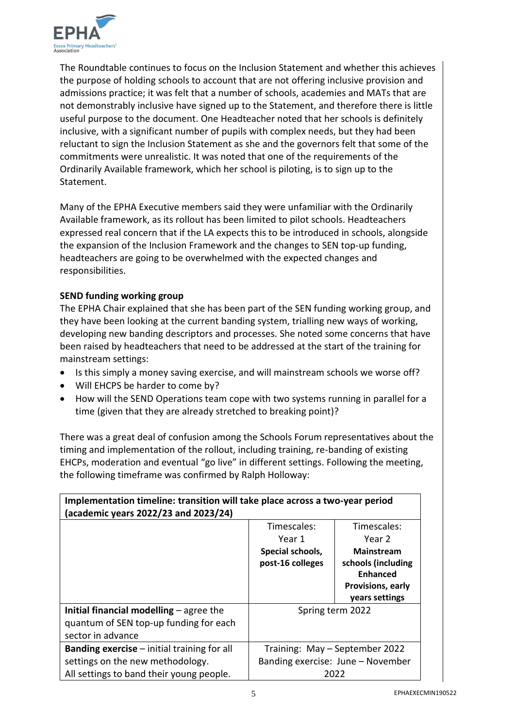The Roundtable continues to focus on the Inclusion Statement and whether this achieves the purpose of holding schools to account that are not offering inclusive provision and admissions practice; it was felt that a number of schools, academies and MATs that are not demonstrably inclusive have signed up to the Statement, and therefore there is little useful purpose to the document. One Headteacher noted that her schools is definitely inclusive, with a significant number of pupils with complex needs, but they had been reluctant to sign the Inclusion Statement as she and the governors felt that some of the commitments were unrealistic. It was noted that one of the requirements of the Ordinarily Available framework, which her school is piloting, is to sign up to the Statement.

Many of the EPHA Executive members said they were unfamiliar with the Ordinarily Available framework, as its rollout has been limited to pilot schools. Headteachers expressed real concern that if the LA expects this to be introduced in schools, alongside the expansion of the Inclusion Framework and the changes to SEN top-up funding, headteachers are going to be overwhelmed with the expected changes and responsibilities.

**SEND funding working group**

The EPHA Chair explained that she has been part of the SEN funding working group, and they have been looking at the current banding system, trialling new ways of working, developing new banding descriptors and processes. She noted some concerns that have been raised by headteachers that need to be addressed at the start of the training for mainstream settings:

- Is this simply a money saving exercise, and will mainstream schools we worse off?
- Will EHCPS be harder to come by?
- How will the SEND Operations team cope with two systems running in parallel for a time (given that they are already stretched to breaking point)?

There was a great deal of confusion among the Schools Forum representatives about the timing and implementation of the rollout, including training, re-banding of existing EHCPs, moderation and eventual "go live" in different settings. Following the meeting, the following timeframe was confirmed by Ralph Holloway:

| **Implementation timeline: transition will take place across a two-year period (academic years 2022/23 and 2023/24)** | | |
|---|---|---|
| | Timescales: Year 1 **Special schools, post-16 colleges** | Timescales: Year 2 **Mainstream schools (including Enhanced Provisions, early years settings** |
| **Initial financial modelling** – agree the quantum of SEN top-up funding for each sector in advance | Spring term 2022 | |
| **Banding exercise** – initial training for all settings on the new methodology. All settings to band their young people. | Training: May – September 2022 Banding exercise: June – November 2022 | |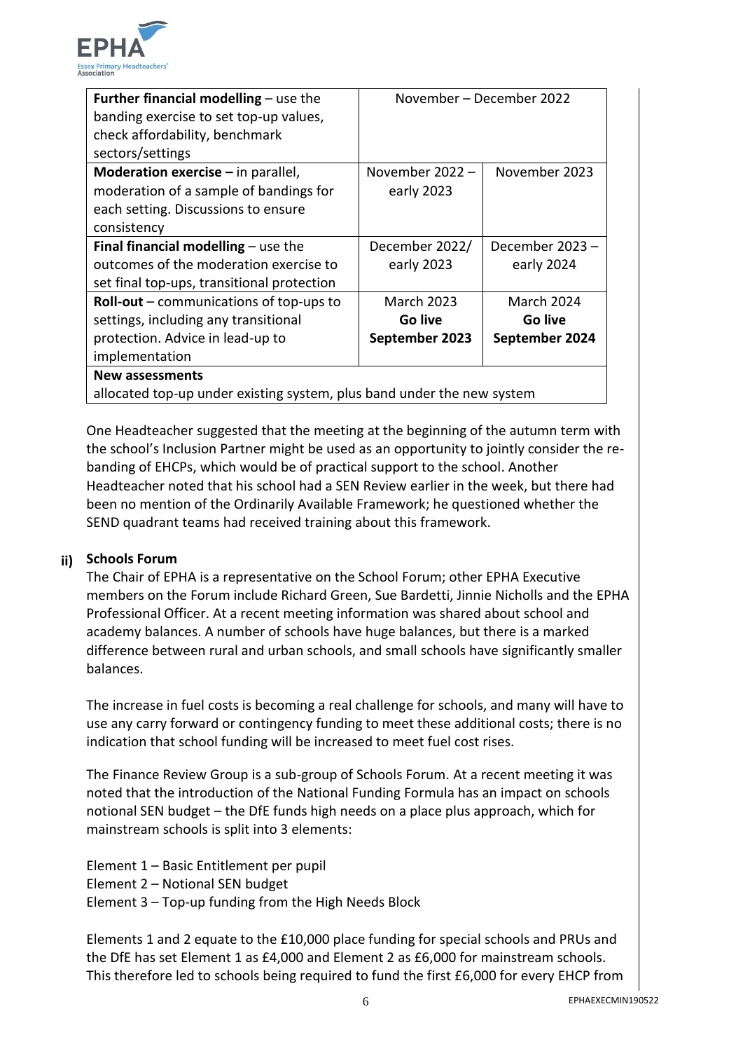| | | |
|---|---|---|
| **Further financial modelling** – use the banding exercise to set top-up values, check affordability, benchmark sectors/settings | November – December 2022 | |
| **Moderation exercise –** in parallel, moderation of a sample of bandings for each setting. Discussions to ensure consistency | November 2022 – early 2023 | November 2023 |
| **Final financial modelling** – use the outcomes of the moderation exercise to set final top-ups, transitional protection | December 2022/ early 2023 | December 2023 – early 2024 |
| **Roll-out** – communications of top-ups to settings, including any transitional protection. Advice in lead-up to implementation | March 2023 **Go live September 2023** | March 2024 **Go live September 2024** |
| **New assessments** allocated top-up under existing system, plus band under the new system | | |

One Headteacher suggested that the meeting at the beginning of the autumn term with the school's Inclusion Partner might be used as an opportunity to jointly consider the re-banding of EHCPs, which would be of practical support to the school. Another Headteacher noted that his school had a SEN Review earlier in the week, but there had been no mention of the Ordinarily Available Framework; he questioned whether the SEND quadrant teams had received training about this framework.

**ii) Schools Forum**

The Chair of EPHA is a representative on the School Forum; other EPHA Executive members on the Forum include Richard Green, Sue Bardetti, Jinnie Nicholls and the EPHA Professional Officer. At a recent meeting information was shared about school and academy balances. A number of schools have huge balances, but there is a marked difference between rural and urban schools, and small schools have significantly smaller balances.

The increase in fuel costs is becoming a real challenge for schools, and many will have to use any carry forward or contingency funding to meet these additional costs; there is no indication that school funding will be increased to meet fuel cost rises.

The Finance Review Group is a sub-group of Schools Forum. At a recent meeting it was noted that the introduction of the National Funding Formula has an impact on schools notional SEN budget – the DfE funds high needs on a place plus approach, which for mainstream schools is split into 3 elements:

Element 1 – Basic Entitlement per pupil
Element 2 – Notional SEN budget
Element 3 – Top-up funding from the High Needs Block

Elements 1 and 2 equate to the £10,000 place funding for special schools and PRUs and the DfE has set Element 1 as £4,000 and Element 2 as £6,000 for mainstream schools. This therefore led to schools being required to fund the first £6,000 for every EHCP from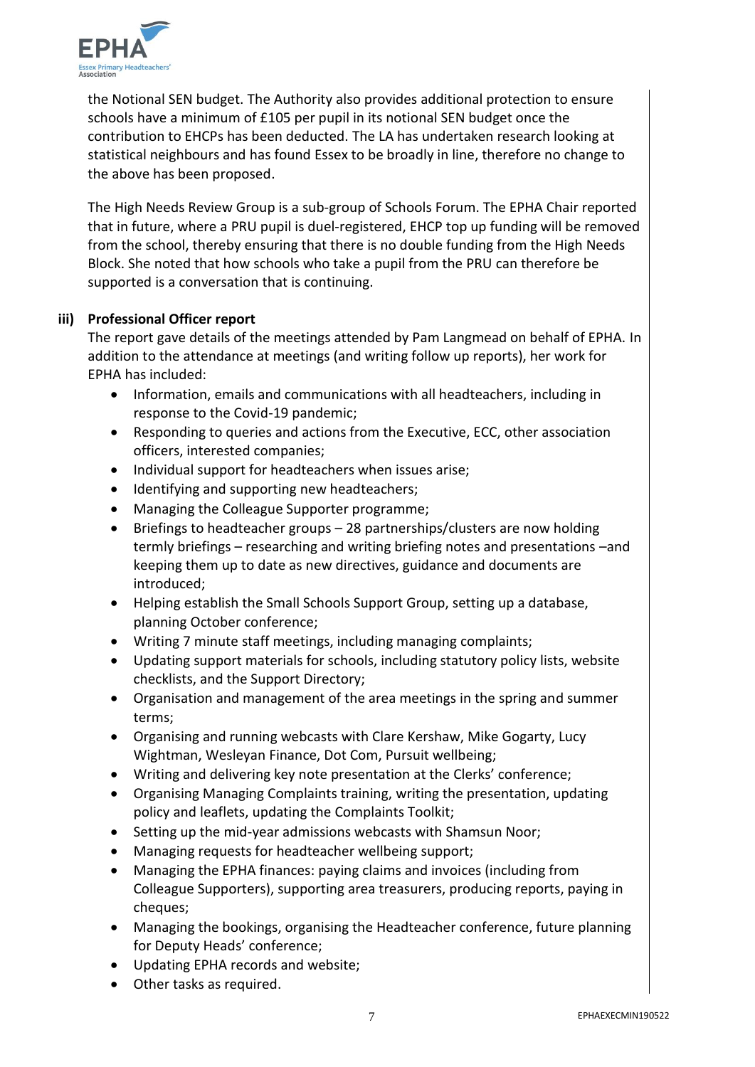the Notional SEN budget. The Authority also provides additional protection to ensure schools have a minimum of £105 per pupil in its notional SEN budget once the contribution to EHCPs has been deducted. The LA has undertaken research looking at statistical neighbours and has found Essex to be broadly in line, therefore no change to the above has been proposed.

The High Needs Review Group is a sub-group of Schools Forum. The EPHA Chair reported that in future, where a PRU pupil is duel-registered, EHCP top up funding will be removed from the school, thereby ensuring that there is no double funding from the High Needs Block. She noted that how schools who take a pupil from the PRU can therefore be supported is a conversation that is continuing.

**iii) Professional Officer report**

The report gave details of the meetings attended by Pam Langmead on behalf of EPHA. In addition to the attendance at meetings (and writing follow up reports), her work for EPHA has included:

- Information, emails and communications with all headteachers, including in response to the Covid-19 pandemic;
- Responding to queries and actions from the Executive, ECC, other association officers, interested companies;
- Individual support for headteachers when issues arise;
- Identifying and supporting new headteachers;
- Managing the Colleague Supporter programme;
- Briefings to headteacher groups – 28 partnerships/clusters are now holding termly briefings – researching and writing briefing notes and presentations –and keeping them up to date as new directives, guidance and documents are introduced;
- Helping establish the Small Schools Support Group, setting up a database, planning October conference;
- Writing 7 minute staff meetings, including managing complaints;
- Updating support materials for schools, including statutory policy lists, website checklists, and the Support Directory;
- Organisation and management of the area meetings in the spring and summer terms;
- Organising and running webcasts with Clare Kershaw, Mike Gogarty, Lucy Wightman, Wesleyan Finance, Dot Com, Pursuit wellbeing;
- Writing and delivering key note presentation at the Clerks' conference;
- Organising Managing Complaints training, writing the presentation, updating policy and leaflets, updating the Complaints Toolkit;
- Setting up the mid-year admissions webcasts with Shamsun Noor;
- Managing requests for headteacher wellbeing support;
- Managing the EPHA finances: paying claims and invoices (including from Colleague Supporters), supporting area treasurers, producing reports, paying in cheques;
- Managing the bookings, organising the Headteacher conference, future planning for Deputy Heads' conference;
- Updating EPHA records and website;
- Other tasks as required.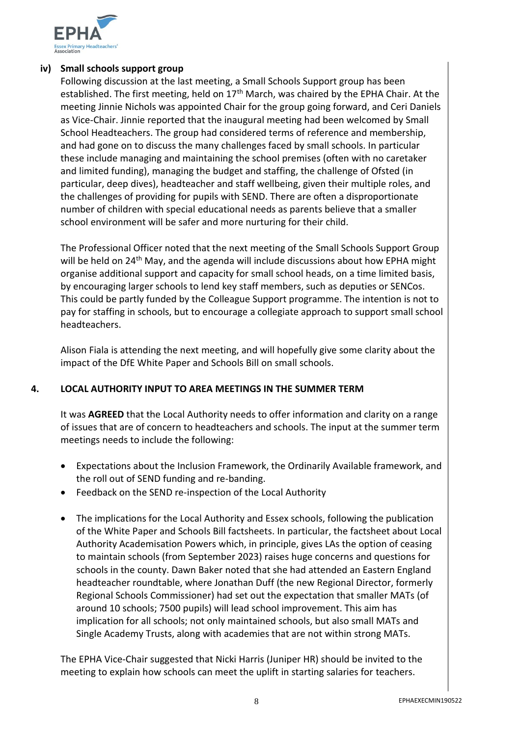### iv) Small schools support group

Following discussion at the last meeting, a Small Schools Support group has been established. The first meeting, held on 17th March, was chaired by the EPHA Chair. At the meeting Jinnie Nichols was appointed Chair for the group going forward, and Ceri Daniels as Vice-Chair. Jinnie reported that the inaugural meeting had been welcomed by Small School Headteachers. The group had considered terms of reference and membership, and had gone on to discuss the many challenges faced by small schools. In particular these include managing and maintaining the school premises (often with no caretaker and limited funding), managing the budget and staffing, the challenge of Ofsted (in particular, deep dives), headteacher and staff wellbeing, given their multiple roles, and the challenges of providing for pupils with SEND. There are often a disproportionate number of children with special educational needs as parents believe that a smaller school environment will be safer and more nurturing for their child.

The Professional Officer noted that the next meeting of the Small Schools Support Group will be held on 24th May, and the agenda will include discussions about how EPHA might organise additional support and capacity for small school heads, on a time limited basis, by encouraging larger schools to lend key staff members, such as deputies or SENCos. This could be partly funded by the Colleague Support programme. The intention is not to pay for staffing in schools, but to encourage a collegiate approach to support small school headteachers.

Alison Fiala is attending the next meeting, and will hopefully give some clarity about the impact of the DfE White Paper and Schools Bill on small schools.

## 4. LOCAL AUTHORITY INPUT TO AREA MEETINGS IN THE SUMMER TERM

It was **AGREED** that the Local Authority needs to offer information and clarity on a range of issues that are of concern to headteachers and schools. The input at the summer term meetings needs to include the following:

- Expectations about the Inclusion Framework, the Ordinarily Available framework, and the roll out of SEND funding and re-banding.
- Feedback on the SEND re-inspection of the Local Authority
- The implications for the Local Authority and Essex schools, following the publication of the White Paper and Schools Bill factsheets. In particular, the factsheet about Local Authority Academisation Powers which, in principle, gives LAs the option of ceasing to maintain schools (from September 2023) raises huge concerns and questions for schools in the county. Dawn Baker noted that she had attended an Eastern England headteacher roundtable, where Jonathan Duff (the new Regional Director, formerly Regional Schools Commissioner) had set out the expectation that smaller MATs (of around 10 schools; 7500 pupils) will lead school improvement. This aim has implication for all schools; not only maintained schools, but also small MATs and Single Academy Trusts, along with academies that are not within strong MATs.

The EPHA Vice-Chair suggested that Nicki Harris (Juniper HR) should be invited to the meeting to explain how schools can meet the uplift in starting salaries for teachers.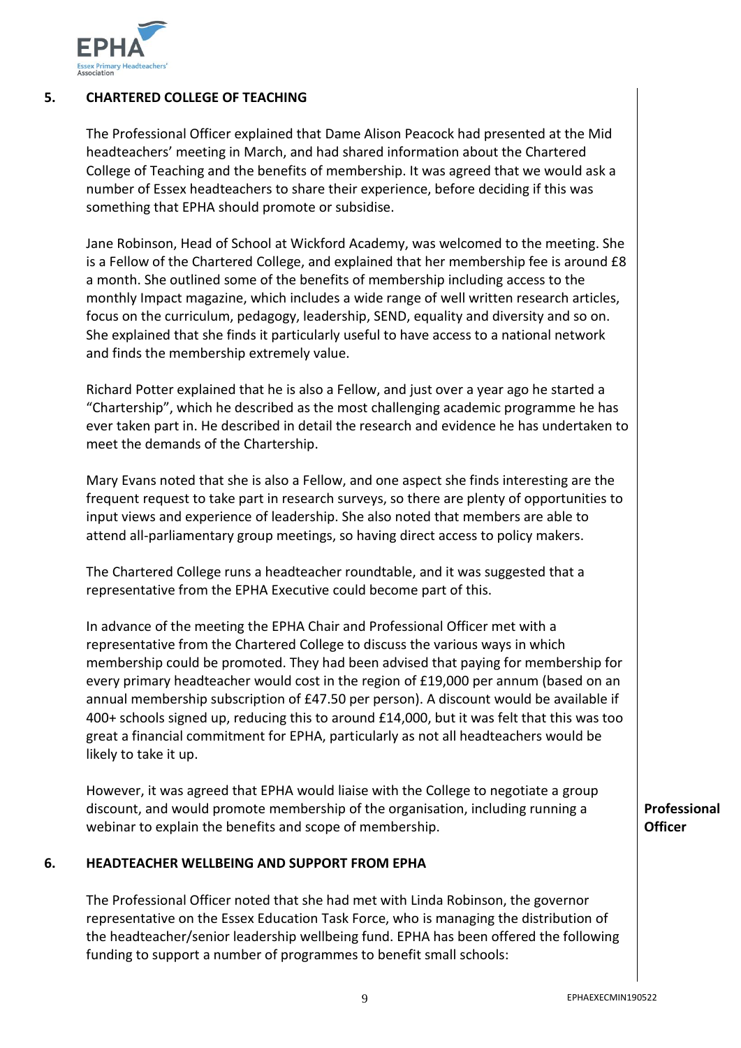## 5. CHARTERED COLLEGE OF TEACHING

The Professional Officer explained that Dame Alison Peacock had presented at the Mid headteachers' meeting in March, and had shared information about the Chartered College of Teaching and the benefits of membership. It was agreed that we would ask a number of Essex headteachers to share their experience, before deciding if this was something that EPHA should promote or subsidise.

Jane Robinson, Head of School at Wickford Academy, was welcomed to the meeting. She is a Fellow of the Chartered College, and explained that her membership fee is around £8 a month. She outlined some of the benefits of membership including access to the monthly Impact magazine, which includes a wide range of well written research articles, focus on the curriculum, pedagogy, leadership, SEND, equality and diversity and so on. She explained that she finds it particularly useful to have access to a national network and finds the membership extremely value.

Richard Potter explained that he is also a Fellow, and just over a year ago he started a "Chartership", which he described as the most challenging academic programme he has ever taken part in. He described in detail the research and evidence he has undertaken to meet the demands of the Chartership.

Mary Evans noted that she is also a Fellow, and one aspect she finds interesting are the frequent request to take part in research surveys, so there are plenty of opportunities to input views and experience of leadership. She also noted that members are able to attend all-parliamentary group meetings, so having direct access to policy makers.

The Chartered College runs a headteacher roundtable, and it was suggested that a representative from the EPHA Executive could become part of this.

In advance of the meeting the EPHA Chair and Professional Officer met with a representative from the Chartered College to discuss the various ways in which membership could be promoted. They had been advised that paying for membership for every primary headteacher would cost in the region of £19,000 per annum (based on an annual membership subscription of £47.50 per person). A discount would be available if 400+ schools signed up, reducing this to around £14,000, but it was felt that this was too great a financial commitment for EPHA, particularly as not all headteachers would be likely to take it up.

However, it was agreed that EPHA would liaise with the College to negotiate a group discount, and would promote membership of the organisation, including running a webinar to explain the benefits and scope of membership.

**Professional Officer**

## 6. HEADTEACHER WELLBEING AND SUPPORT FROM EPHA

The Professional Officer noted that she had met with Linda Robinson, the governor representative on the Essex Education Task Force, who is managing the distribution of the headteacher/senior leadership wellbeing fund. EPHA has been offered the following funding to support a number of programmes to benefit small schools: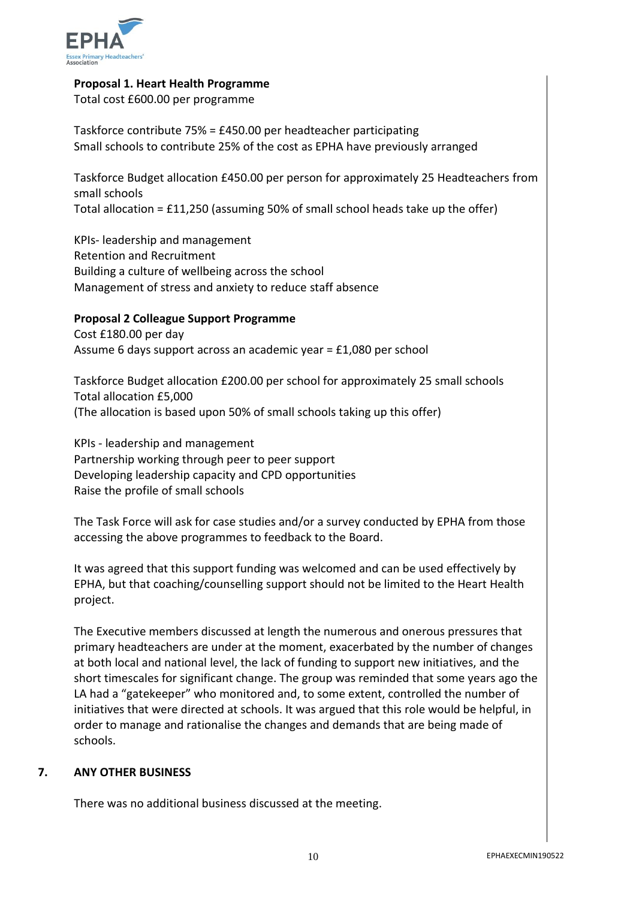**Proposal 1. Heart Health Programme**
Total cost £600.00 per programme

Taskforce contribute 75% = £450.00 per headteacher participating
Small schools to contribute 25% of the cost as EPHA have previously arranged

Taskforce Budget allocation £450.00 per person for approximately 25 Headteachers from small schools
Total allocation = £11,250 (assuming 50% of small school heads take up the offer)

KPIs- leadership and management
Retention and Recruitment
Building a culture of wellbeing across the school
Management of stress and anxiety to reduce staff absence

**Proposal 2 Colleague Support Programme**
Cost £180.00 per day
Assume 6 days support across an academic year = £1,080 per school

Taskforce Budget allocation £200.00 per school for approximately 25 small schools
Total allocation £5,000
(The allocation is based upon 50% of small schools taking up this offer)

KPIs - leadership and management
Partnership working through peer to peer support
Developing leadership capacity and CPD opportunities
Raise the profile of small schools

The Task Force will ask for case studies and/or a survey conducted by EPHA from those accessing the above programmes to feedback to the Board.

It was agreed that this support funding was welcomed and can be used effectively by EPHA, but that coaching/counselling support should not be limited to the Heart Health project.

The Executive members discussed at length the numerous and onerous pressures that primary headteachers are under at the moment, exacerbated by the number of changes at both local and national level, the lack of funding to support new initiatives, and the short timescales for significant change. The group was reminded that some years ago the LA had a "gatekeeper" who monitored and, to some extent, controlled the number of initiatives that were directed at schools. It was argued that this role would be helpful, in order to manage and rationalise the changes and demands that are being made of schools.

## 7. ANY OTHER BUSINESS

There was no additional business discussed at the meeting.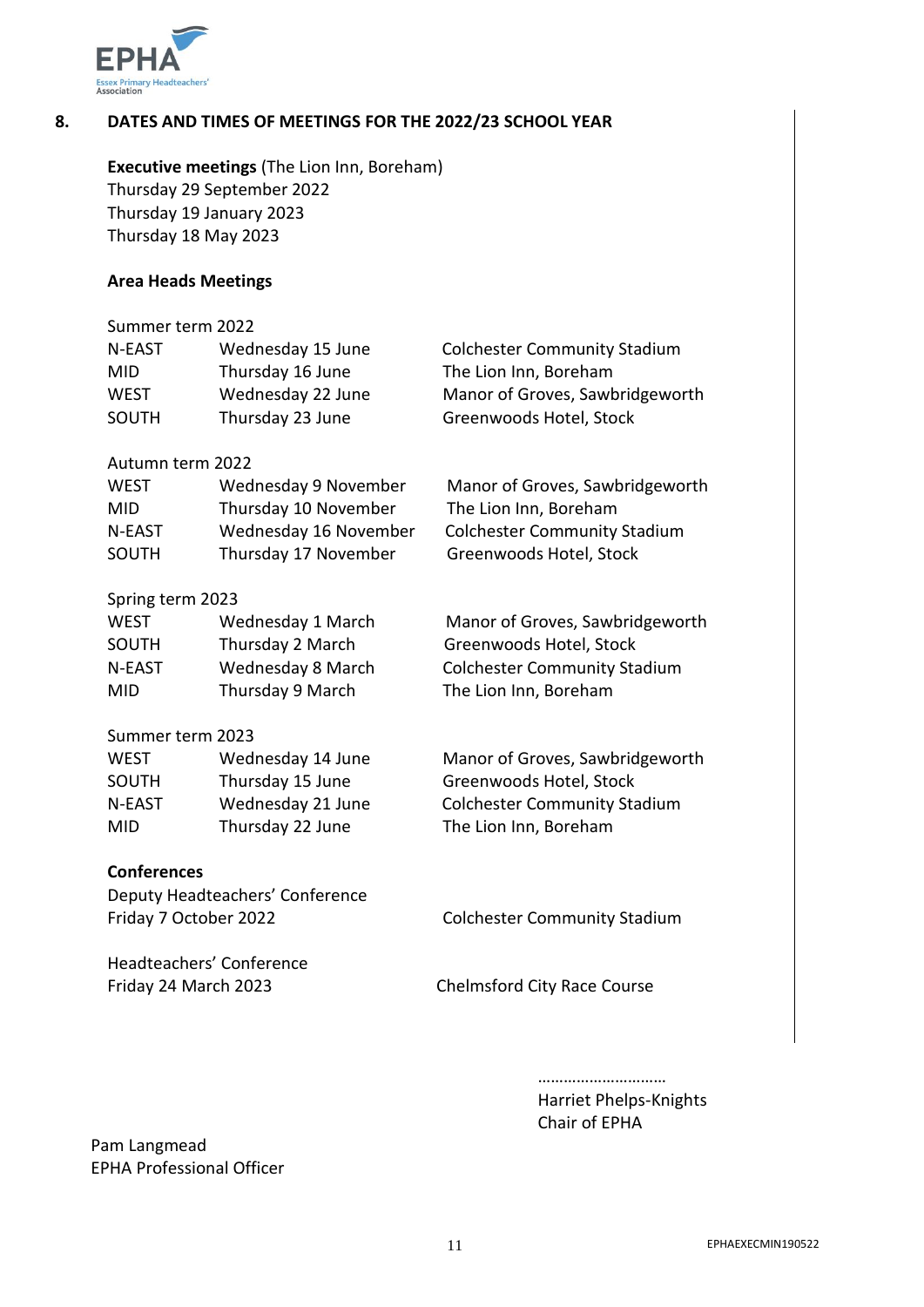## 8. DATES AND TIMES OF MEETINGS FOR THE 2022/23 SCHOOL YEAR

**Executive meetings** (The Lion Inn, Boreham)
Thursday 29 September 2022
Thursday 19 January 2023
Thursday 18 May 2023

**Area Heads Meetings**

Summer term 2022

| | | |
|---|---|---|
| N-EAST | Wednesday 15 June | Colchester Community Stadium |
| MID | Thursday 16 June | The Lion Inn, Boreham |
| WEST | Wednesday 22 June | Manor of Groves, Sawbridgeworth |
| SOUTH | Thursday 23 June | Greenwoods Hotel, Stock |

Autumn term 2022

| | | |
|---|---|---|
| WEST | Wednesday 9 November | Manor of Groves, Sawbridgeworth |
| MID | Thursday 10 November | The Lion Inn, Boreham |
| N-EAST | Wednesday 16 November | Colchester Community Stadium |
| SOUTH | Thursday 17 November | Greenwoods Hotel, Stock |

Spring term 2023

| | | |
|---|---|---|
| WEST | Wednesday 1 March | Manor of Groves, Sawbridgeworth |
| SOUTH | Thursday 2 March | Greenwoods Hotel, Stock |
| N-EAST | Wednesday 8 March | Colchester Community Stadium |
| MID | Thursday 9 March | The Lion Inn, Boreham |

Summer term 2023

| | | |
|---|---|---|
| WEST | Wednesday 14 June | Manor of Groves, Sawbridgeworth |
| SOUTH | Thursday 15 June | Greenwoods Hotel, Stock |
| N-EAST | Wednesday 21 June | Colchester Community Stadium |
| MID | Thursday 22 June | The Lion Inn, Boreham |

**Conferences**

Deputy Headteachers' Conference
Friday 7 October 2022 — Colchester Community Stadium

Headteachers' Conference
Friday 24 March 2023 — Chelmsford City Race Course

………………………
Harriet Phelps-Knights
Chair of EPHA

Pam Langmead
EPHA Professional Officer